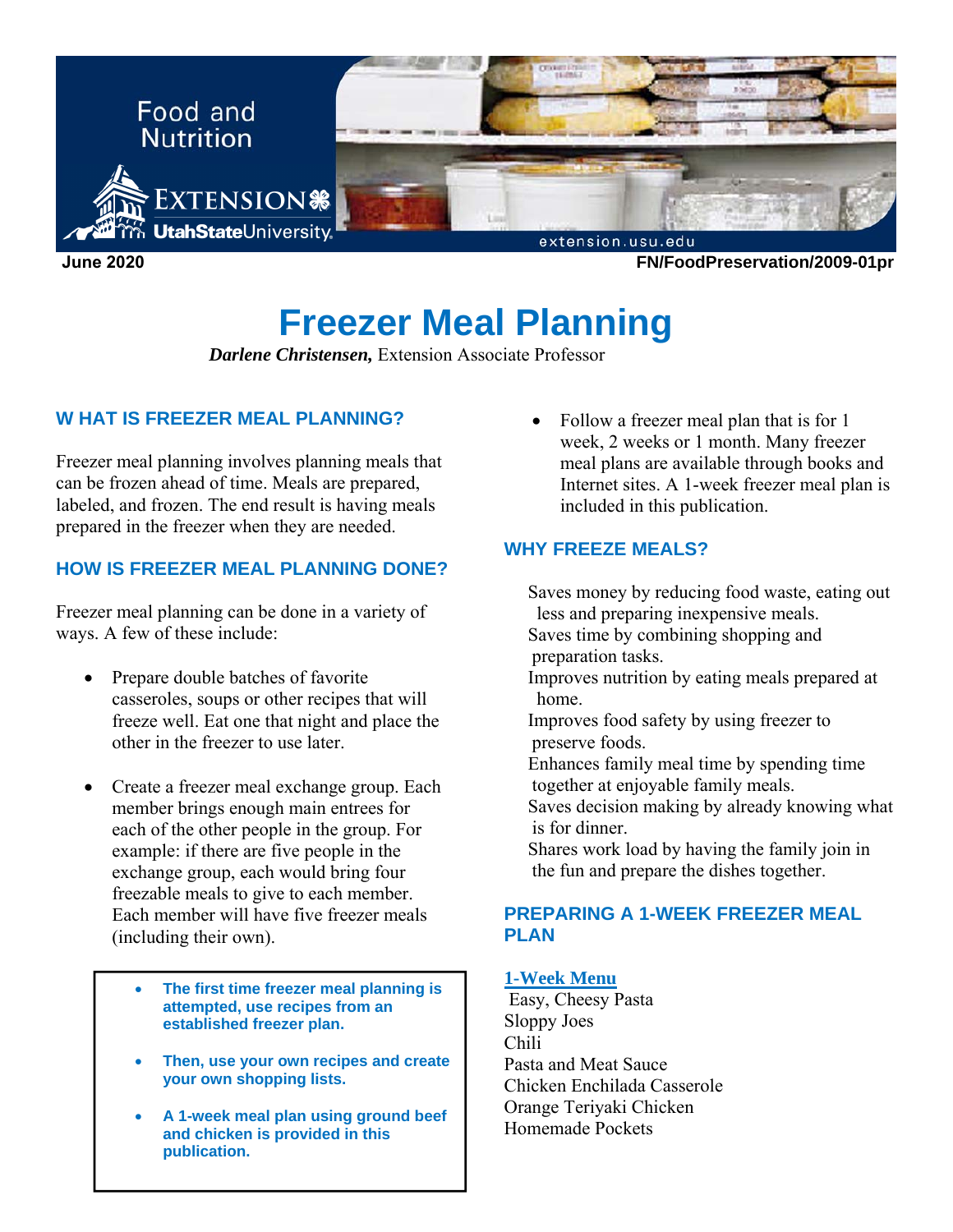Food and Nutrition

June 2020 FN/FoodPreservation/2009-01pr

# Freezer Meal Planning

***Darlene Christensen,*** Extension Associate Professor

## W HAT IS FREEZER MEAL PLANNING?

Freezer meal planning involves planning meals that can be frozen ahead of time. Meals are prepared, labeled, and frozen. The end result is having meals prepared in the freezer when they are needed.

## HOW IS FREEZER MEAL PLANNING DONE?

Freezer meal planning can be done in a variety of ways. A few of these include:

- Prepare double batches of favorite casseroles, soups or other recipes that will freeze well. Eat one that night and place the other in the freezer to use later.
- Create a freezer meal exchange group. Each member brings enough main entrees for each of the other people in the group. For example: if there are five people in the exchange group, each would bring four freezable meals to give to each member. Each member will have five freezer meals (including their own).

> - **The first time freezer meal planning is attempted, use recipes from an established freezer plan.**
> - **Then, use your own recipes and create your own shopping lists.**
> - **A 1-week meal plan using ground beef and chicken is provided in this publication.**

- Follow a freezer meal plan that is for 1 week, 2 weeks or 1 month. Many freezer meal plans are available through books and Internet sites. A 1-week freezer meal plan is included in this publication.

## WHY FREEZE MEALS?

Saves money by reducing food waste, eating out less and preparing inexpensive meals.
Saves time by combining shopping and preparation tasks.
Improves nutrition by eating meals prepared at home.
Improves food safety by using freezer to preserve foods.
Enhances family meal time by spending time together at enjoyable family meals.
Saves decision making by already knowing what is for dinner.
Shares work load by having the family join in the fun and prepare the dishes together.

## PREPARING A 1-WEEK FREEZER MEAL PLAN

**1-Week Menu**

Easy, Cheesy Pasta
Sloppy Joes
Chili
Pasta and Meat Sauce
Chicken Enchilada Casserole
Orange Teriyaki Chicken
Homemade Pockets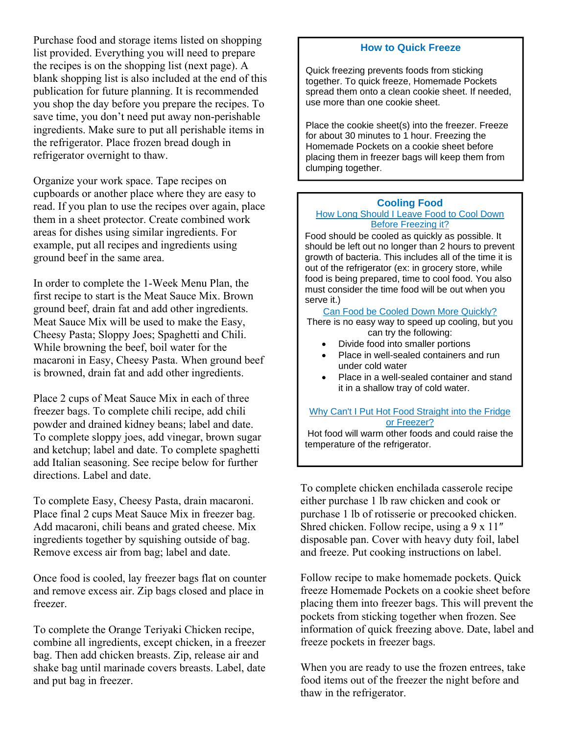Purchase food and storage items listed on shopping list provided. Everything you will need to prepare the recipes is on the shopping list (next page). A blank shopping list is also included at the end of this publication for future planning. It is recommended you shop the day before you prepare the recipes. To save time, you don't need put away non-perishable ingredients. Make sure to put all perishable items in the refrigerator. Place frozen bread dough in refrigerator overnight to thaw.

Organize your work space. Tape recipes on cupboards or another place where they are easy to read. If you plan to use the recipes over again, place them in a sheet protector. Create combined work areas for dishes using similar ingredients. For example, put all recipes and ingredients using ground beef in the same area.

In order to complete the 1-Week Menu Plan, the first recipe to start is the Meat Sauce Mix. Brown ground beef, drain fat and add other ingredients. Meat Sauce Mix will be used to make the Easy, Cheesy Pasta; Sloppy Joes; Spaghetti and Chili. While browning the beef, boil water for the macaroni in Easy, Cheesy Pasta. When ground beef is browned, drain fat and add other ingredients.

Place 2 cups of Meat Sauce Mix in each of three freezer bags. To complete chili recipe, add chili powder and drained kidney beans; label and date. To complete sloppy joes, add vinegar, brown sugar and ketchup; label and date. To complete spaghetti add Italian seasoning. See recipe below for further directions. Label and date.

To complete Easy, Cheesy Pasta, drain macaroni. Place final 2 cups Meat Sauce Mix in freezer bag. Add macaroni, chili beans and grated cheese. Mix ingredients together by squishing outside of bag. Remove excess air from bag; label and date.

Once food is cooled, lay freezer bags flat on counter and remove excess air. Zip bags closed and place in freezer.

To complete the Orange Teriyaki Chicken recipe, combine all ingredients, except chicken, in a freezer bag. Then add chicken breasts. Zip, release air and shake bag until marinade covers breasts. Label, date and put bag in freezer.

### How to Quick Freeze

Quick freezing prevents foods from sticking together. To quick freeze, Homemade Pockets spread them onto a clean cookie sheet. If needed, use more than one cookie sheet.

Place the cookie sheet(s) into the freezer. Freeze for about 30 minutes to 1 hour. Freezing the Homemade Pockets on a cookie sheet before placing them in freezer bags will keep them from clumping together.

### Cooling Food

**How Long Should I Leave Food to Cool Down Before Freezing it?**

Food should be cooled as quickly as possible. It should be left out no longer than 2 hours to prevent growth of bacteria. This includes all of the time it is out of the refrigerator (ex: in grocery store, while food is being prepared, time to cool food. You also must consider the time food will be out when you serve it.)

**Can Food be Cooled Down More Quickly?**

There is no easy way to speed up cooling, but you can try the following:

- Divide food into smaller portions
- Place in well-sealed containers and run under cold water
- Place in a well-sealed container and stand it in a shallow tray of cold water.

**Why Can't I Put Hot Food Straight into the Fridge or Freezer?**

Hot food will warm other foods and could raise the temperature of the refrigerator.

To complete chicken enchilada casserole recipe either purchase 1 lb raw chicken and cook or purchase 1 lb of rotisserie or precooked chicken. Shred chicken. Follow recipe, using a 9 x 11″ disposable pan. Cover with heavy duty foil, label and freeze. Put cooking instructions on label.

Follow recipe to make homemade pockets. Quick freeze Homemade Pockets on a cookie sheet before placing them into freezer bags. This will prevent the pockets from sticking together when frozen. See information of quick freezing above. Date, label and freeze pockets in freezer bags.

When you are ready to use the frozen entrees, take food items out of the freezer the night before and thaw in the refrigerator.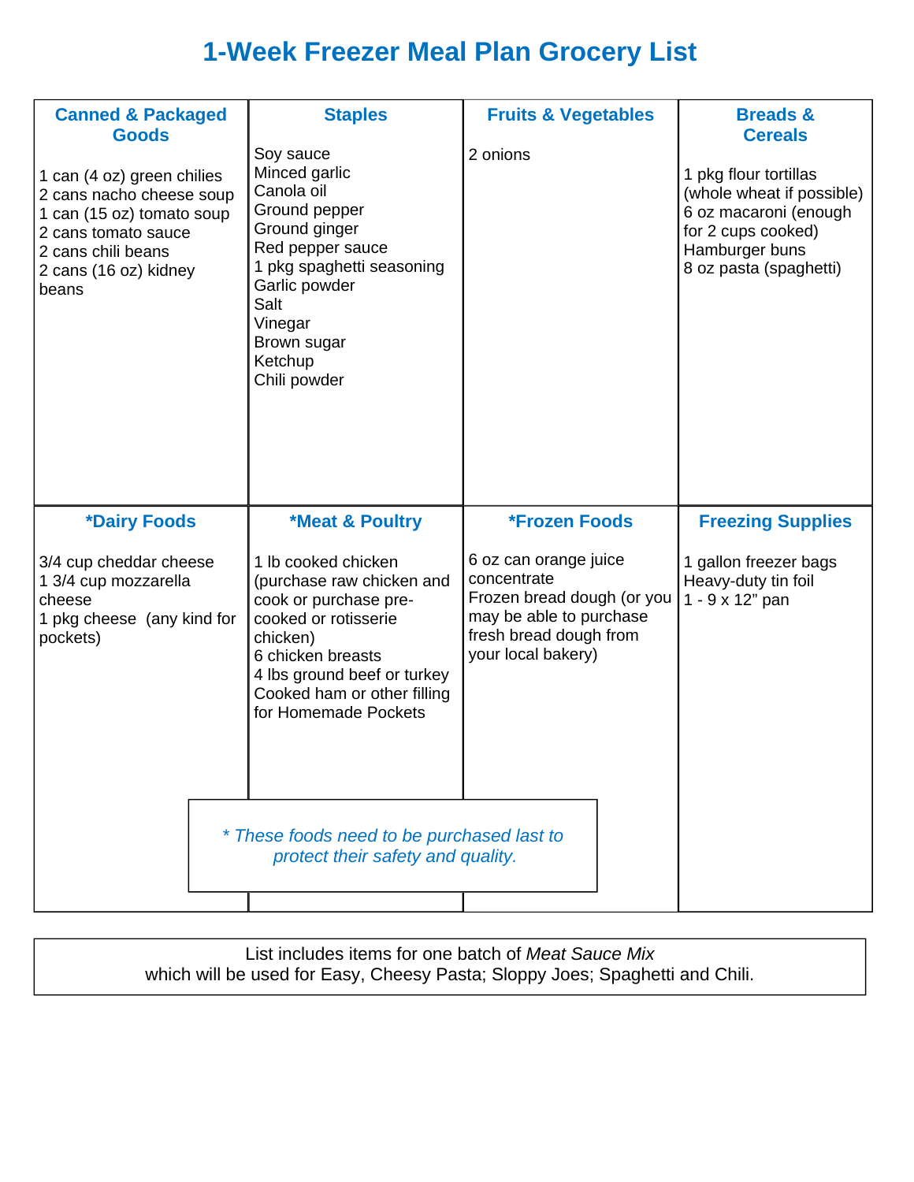# 1-Week Freezer Meal Plan Grocery List

### Canned & Packaged Goods

1 can (4 oz) green chilies
2 cans nacho cheese soup
1 can (15 oz) tomato soup
2 cans tomato sauce
2 cans chili beans
2 cans (16 oz) kidney beans

### Staples

Soy sauce
Minced garlic
Canola oil
Ground pepper
Ground ginger
Red pepper sauce
1 pkg spaghetti seasoning
Garlic powder
Salt
Vinegar
Brown sugar
Ketchup
Chili powder

### Fruits & Vegetables

2 onions

### Breads & Cereals

1 pkg flour tortillas (whole wheat if possible)
6 oz macaroni (enough for 2 cups cooked)
Hamburger buns
8 oz pasta (spaghetti)

### *Dairy Foods

3/4 cup cheddar cheese
1 3/4 cup mozzarella cheese
1 pkg cheese (any kind for pockets)

### *Meat & Poultry

1 lb cooked chicken (purchase raw chicken and cook or purchase pre-cooked or rotisserie chicken)
6 chicken breasts
4 lbs ground beef or turkey
Cooked ham or other filling for Homemade Pockets

### *Frozen Foods

6 oz can orange juice concentrate
Frozen bread dough (or you may be able to purchase fresh bread dough from your local bakery)

### Freezing Supplies

1 gallon freezer bags
Heavy-duty tin foil
1 - 9 x 12" pan

*\* These foods need to be purchased last to protect their safety and quality.*

List includes items for one batch of *Meat Sauce Mix* which will be used for Easy, Cheesy Pasta; Sloppy Joes; Spaghetti and Chili.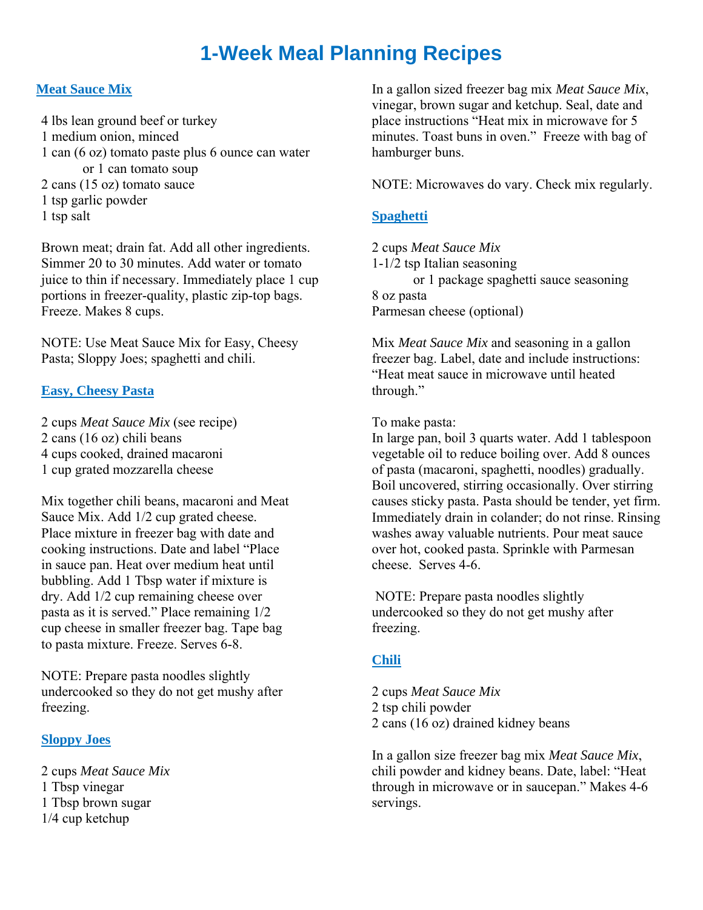# 1-Week Meal Planning Recipes

### Meat Sauce Mix

4 lbs lean ground beef or turkey
1 medium onion, minced
1 can (6 oz) tomato paste plus 6 ounce can water
    or 1 can tomato soup
2 cans (15 oz) tomato sauce
1 tsp garlic powder
1 tsp salt

Brown meat; drain fat. Add all other ingredients. Simmer 20 to 30 minutes. Add water or tomato juice to thin if necessary. Immediately place 1 cup portions in freezer-quality, plastic zip-top bags. Freeze. Makes 8 cups.

NOTE: Use Meat Sauce Mix for Easy, Cheesy Pasta; Sloppy Joes; spaghetti and chili.

### Easy, Cheesy Pasta

2 cups *Meat Sauce Mix* (see recipe)
2 cans (16 oz) chili beans
4 cups cooked, drained macaroni
1 cup grated mozzarella cheese

Mix together chili beans, macaroni and Meat Sauce Mix. Add 1/2 cup grated cheese. Place mixture in freezer bag with date and cooking instructions. Date and label "Place in sauce pan. Heat over medium heat until bubbling. Add 1 Tbsp water if mixture is dry. Add 1/2 cup remaining cheese over pasta as it is served." Place remaining 1/2 cup cheese in smaller freezer bag. Tape bag to pasta mixture. Freeze. Serves 6-8.

NOTE: Prepare pasta noodles slightly undercooked so they do not get mushy after freezing.

### Sloppy Joes

2 cups *Meat Sauce Mix*
1 Tbsp vinegar
1 Tbsp brown sugar
1/4 cup ketchup

In a gallon sized freezer bag mix *Meat Sauce Mix*, vinegar, brown sugar and ketchup. Seal, date and place instructions "Heat mix in microwave for 5 minutes. Toast buns in oven." Freeze with bag of hamburger buns.

NOTE: Microwaves do vary. Check mix regularly.

### Spaghetti

2 cups *Meat Sauce Mix*
1-1/2 tsp Italian seasoning
    or 1 package spaghetti sauce seasoning
8 oz pasta
Parmesan cheese (optional)

Mix *Meat Sauce Mix* and seasoning in a gallon freezer bag. Label, date and include instructions: "Heat meat sauce in microwave until heated through."

To make pasta:
In large pan, boil 3 quarts water. Add 1 tablespoon vegetable oil to reduce boiling over. Add 8 ounces of pasta (macaroni, spaghetti, noodles) gradually. Boil uncovered, stirring occasionally. Over stirring causes sticky pasta. Pasta should be tender, yet firm. Immediately drain in colander; do not rinse. Rinsing washes away valuable nutrients. Pour meat sauce over hot, cooked pasta. Sprinkle with Parmesan cheese. Serves 4-6.

NOTE: Prepare pasta noodles slightly undercooked so they do not get mushy after freezing.

### Chili

2 cups *Meat Sauce Mix*
2 tsp chili powder
2 cans (16 oz) drained kidney beans

In a gallon size freezer bag mix *Meat Sauce Mix*, chili powder and kidney beans. Date, label: "Heat through in microwave or in saucepan." Makes 4-6 servings.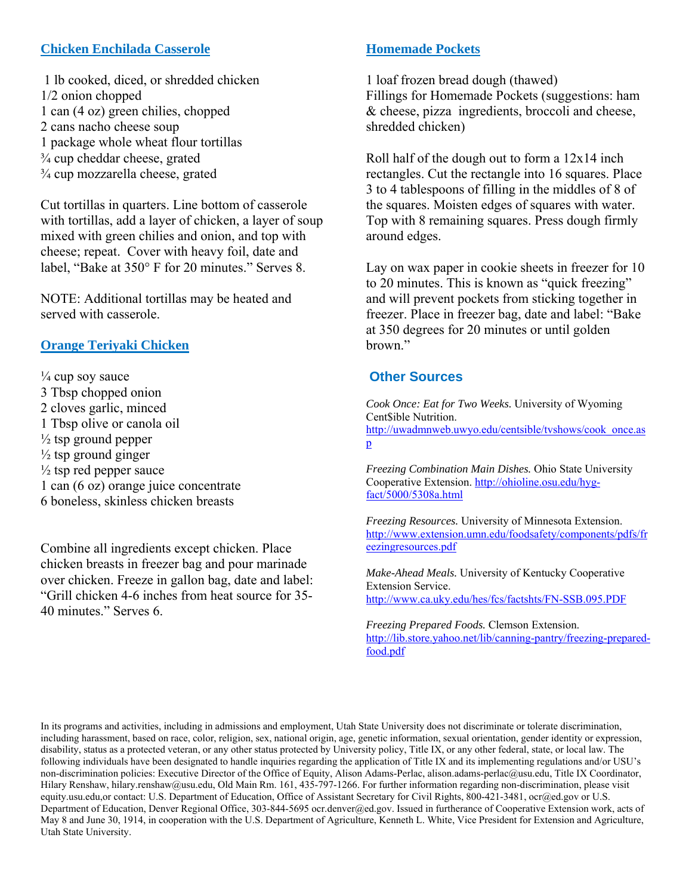### Chicken Enchilada Casserole

1 lb cooked, diced, or shredded chicken
1/2 onion chopped
1 can (4 oz) green chilies, chopped
2 cans nacho cheese soup
1 package whole wheat flour tortillas
¾ cup cheddar cheese, grated
¾ cup mozzarella cheese, grated

Cut tortillas in quarters. Line bottom of casserole with tortillas, add a layer of chicken, a layer of soup mixed with green chilies and onion, and top with cheese; repeat. Cover with heavy foil, date and label, "Bake at 350° F for 20 minutes." Serves 8.

NOTE: Additional tortillas may be heated and served with casserole.

### Orange Teriyaki Chicken

¼ cup soy sauce
3 Tbsp chopped onion
2 cloves garlic, minced
1 Tbsp olive or canola oil
½ tsp ground pepper
½ tsp ground ginger
½ tsp red pepper sauce
1 can (6 oz) orange juice concentrate
6 boneless, skinless chicken breasts

Combine all ingredients except chicken. Place chicken breasts in freezer bag and pour marinade over chicken. Freeze in gallon bag, date and label: "Grill chicken 4-6 inches from heat source for 35-40 minutes." Serves 6.

### Homemade Pockets

1 loaf frozen bread dough (thawed)
Fillings for Homemade Pockets (suggestions: ham & cheese, pizza ingredients, broccoli and cheese, shredded chicken)

Roll half of the dough out to form a 12x14 inch rectangles. Cut the rectangle into 16 squares. Place 3 to 4 tablespoons of filling in the middles of 8 of the squares. Moisten edges of squares with water. Top with 8 remaining squares. Press dough firmly around edges.

Lay on wax paper in cookie sheets in freezer for 10 to 20 minutes. This is known as "quick freezing" and will prevent pockets from sticking together in freezer. Place in freezer bag, date and label: "Bake at 350 degrees for 20 minutes or until golden brown."

## Other Sources

*Cook Once: Eat for Two Weeks.* University of Wyoming Cent$ible Nutrition. http://uwadmnweb.uwyo.edu/centsible/tvshows/cook_once.asp

*Freezing Combination Main Dishes.* Ohio State University Cooperative Extension. http://ohioline.osu.edu/hyg-fact/5000/5308a.html

*Freezing Resources.* University of Minnesota Extension. http://www.extension.umn.edu/foodsafety/components/pdfs/freezingresources.pdf

*Make-Ahead Meals.* University of Kentucky Cooperative Extension Service. http://www.ca.uky.edu/hes/fcs/factshts/FN-SSB.095.PDF

*Freezing Prepared Foods.* Clemson Extension. http://lib.store.yahoo.net/lib/canning-pantry/freezing-prepared-food.pdf

In its programs and activities, including in admissions and employment, Utah State University does not discriminate or tolerate discrimination, including harassment, based on race, color, religion, sex, national origin, age, genetic information, sexual orientation, gender identity or expression, disability, status as a protected veteran, or any other status protected by University policy, Title IX, or any other federal, state, or local law. The following individuals have been designated to handle inquiries regarding the application of Title IX and its implementing regulations and/or USU's non-discrimination policies: Executive Director of the Office of Equity, Alison Adams-Perlac, alison.adams-perlac@usu.edu, Title IX Coordinator, Hilary Renshaw, hilary.renshaw@usu.edu, Old Main Rm. 161, 435-797-1266. For further information regarding non-discrimination, please visit equity.usu.edu,or contact: U.S. Department of Education, Office of Assistant Secretary for Civil Rights, 800-421-3481, ocr@ed.gov or U.S. Department of Education, Denver Regional Office, 303-844-5695 ocr.denver@ed.gov. Issued in furtherance of Cooperative Extension work, acts of May 8 and June 30, 1914, in cooperation with the U.S. Department of Agriculture, Kenneth L. White, Vice President for Extension and Agriculture, Utah State University.